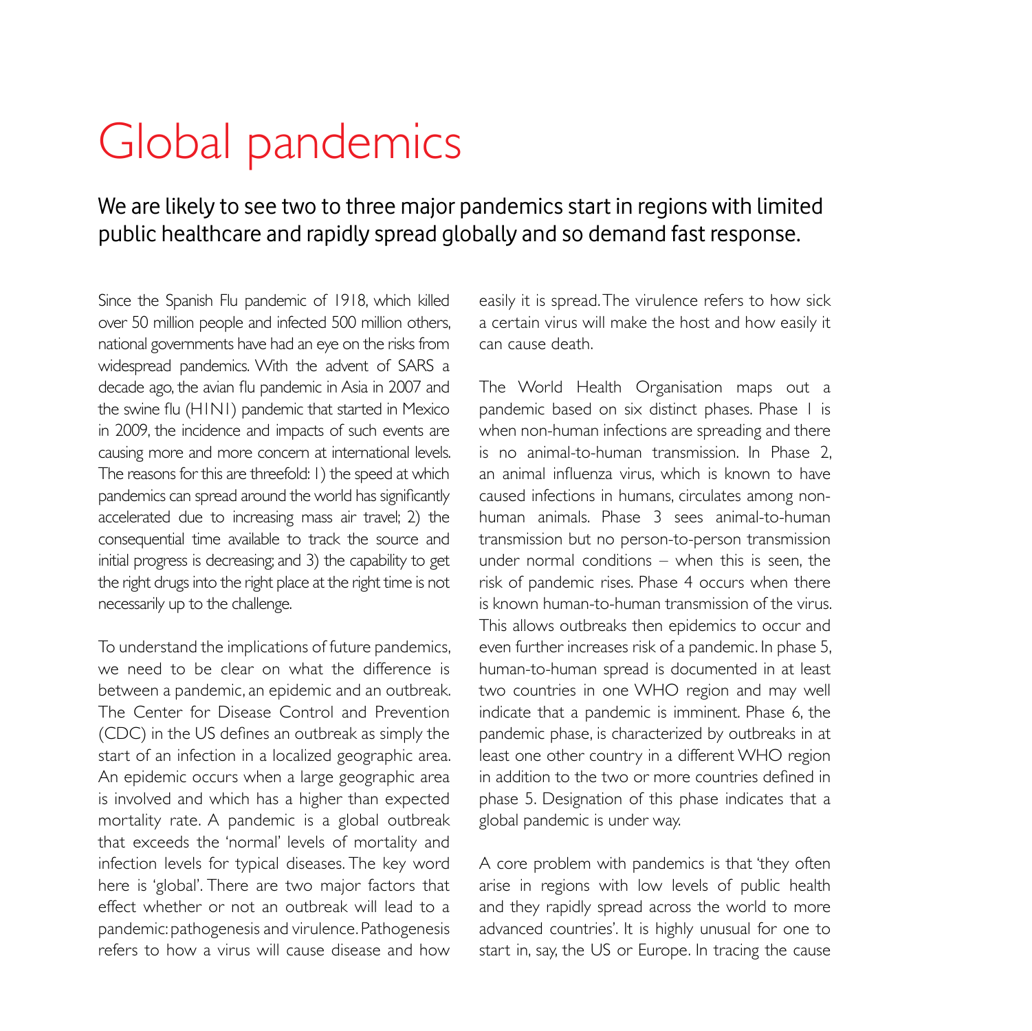# Global pandemics

## We are likely to see two to three major pandemics start in regions with limited public healthcare and rapidly spread globally and so demand fast response.

Since the Spanish Flu pandemic of 1918, which killed over 50 million people and infected 500 million others, national governments have had an eye on the risks from widespread pandemics. With the advent of SARS a decade ago, the avian flu pandemic in Asia in 2007 and the swine flu (H1N1) pandemic that started in Mexico in 2009, the incidence and impacts of such events are causing more and more concern at international levels. The reasons for this are threefold: 1) the speed at which pandemics can spread around the world has significantly accelerated due to increasing mass air travel; 2) the consequential time available to track the source and initial progress is decreasing; and 3) the capability to get the right drugs into the right place at the right time is not necessarily up to the challenge.

To understand the implications of future pandemics, we need to be clear on what the difference is between a pandemic, an epidemic and an outbreak. The Center for Disease Control and Prevention (CDC) in the US defines an outbreak as simply the start of an infection in a localized geographic area. An epidemic occurs when a large geographic area is involved and which has a higher than expected mortality rate. A pandemic is a global outbreak that exceeds the 'normal' levels of mortality and infection levels for typical diseases. The key word here is 'global'. There are two major factors that effect whether or not an outbreak will lead to a pandemic: pathogenesis and virulence. Pathogenesis refers to how a virus will cause disease and how easily it is spread. The virulence refers to how sick a certain virus will make the host and how easily it can cause death.

The World Health Organisation maps out a pandemic based on six distinct phases. Phase 1 is when non-human infections are spreading and there is no animal-to-human transmission. In Phase 2, an animal influenza virus, which is known to have caused infections in humans, circulates among non-human animals. Phase 3 sees animal-to-human transmission but no person-to-person transmission under normal conditions – when this is seen, the risk of pandemic rises. Phase 4 occurs when there is known human-to-human transmission of the virus. This allows outbreaks then epidemics to occur and even further increases risk of a pandemic. In phase 5, human-to-human spread is documented in at least two countries in one WHO region and may well indicate that a pandemic is imminent. Phase 6, the pandemic phase, is characterized by outbreaks in at least one other country in a different WHO region in addition to the two or more countries defined in phase 5. Designation of this phase indicates that a global pandemic is under way.

A core problem with pandemics is that 'they often arise in regions with low levels of public health and they rapidly spread across the world to more advanced countries'. It is highly unusual for one to start in, say, the US or Europe. In tracing the cause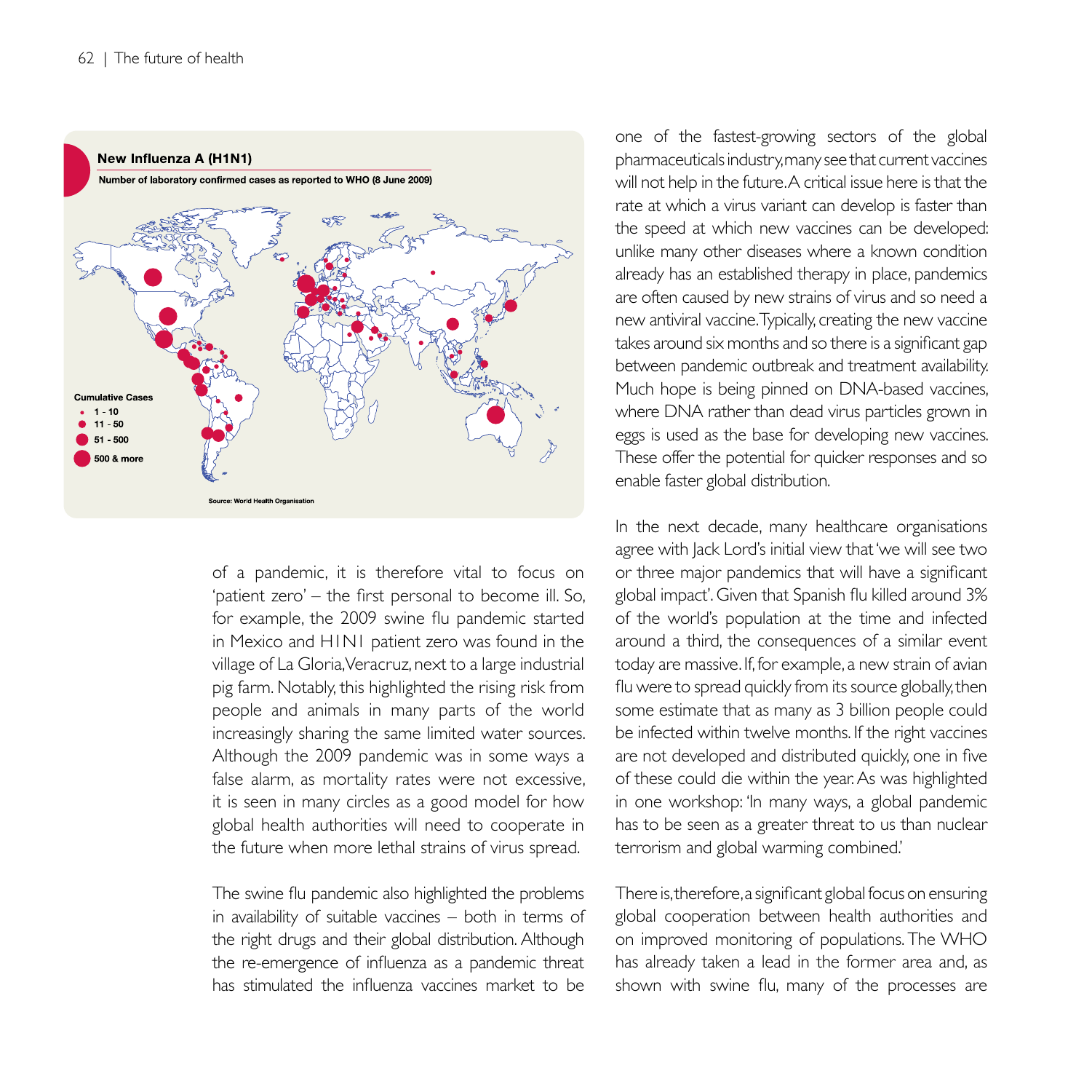**New Influenza A (H1N1)**

**Number of laboratory confirmed cases as reported to WHO (8 June 2009)**

**Cumulative Cases**

1 - 10

11 - 50

51 - 500

500 & more

Source: World Health Organisation

of a pandemic, it is therefore vital to focus on 'patient zero' – the first personal to become ill. So, for example, the 2009 swine flu pandemic started in Mexico and H1N1 patient zero was found in the village of La Gloria, Veracruz, next to a large industrial pig farm. Notably, this highlighted the rising risk from people and animals in many parts of the world increasingly sharing the same limited water sources. Although the 2009 pandemic was in some ways a false alarm, as mortality rates were not excessive, it is seen in many circles as a good model for how global health authorities will need to cooperate in the future when more lethal strains of virus spread.

The swine flu pandemic also highlighted the problems in availability of suitable vaccines – both in terms of the right drugs and their global distribution. Although the re-emergence of influenza as a pandemic threat has stimulated the influenza vaccines market to be one of the fastest-growing sectors of the global pharmaceuticals industry, many see that current vaccines will not help in the future. A critical issue here is that the rate at which a virus variant can develop is faster than the speed at which new vaccines can be developed: unlike many other diseases where a known condition already has an established therapy in place, pandemics are often caused by new strains of virus and so need a new antiviral vaccine. Typically, creating the new vaccine takes around six months and so there is a significant gap between pandemic outbreak and treatment availability. Much hope is being pinned on DNA-based vaccines, where DNA rather than dead virus particles grown in eggs is used as the base for developing new vaccines. These offer the potential for quicker responses and so enable faster global distribution.

In the next decade, many healthcare organisations agree with Jack Lord's initial view that 'we will see two or three major pandemics that will have a significant global impact'. Given that Spanish flu killed around 3% of the world's population at the time and infected around a third, the consequences of a similar event today are massive. If, for example, a new strain of avian flu were to spread quickly from its source globally, then some estimate that as many as 3 billion people could be infected within twelve months. If the right vaccines are not developed and distributed quickly, one in five of these could die within the year. As was highlighted in one workshop: 'In many ways, a global pandemic has to be seen as a greater threat to us than nuclear terrorism and global warming combined.'

There is, therefore, a significant global focus on ensuring global cooperation between health authorities and on improved monitoring of populations. The WHO has already taken a lead in the former area and, as shown with swine flu, many of the processes are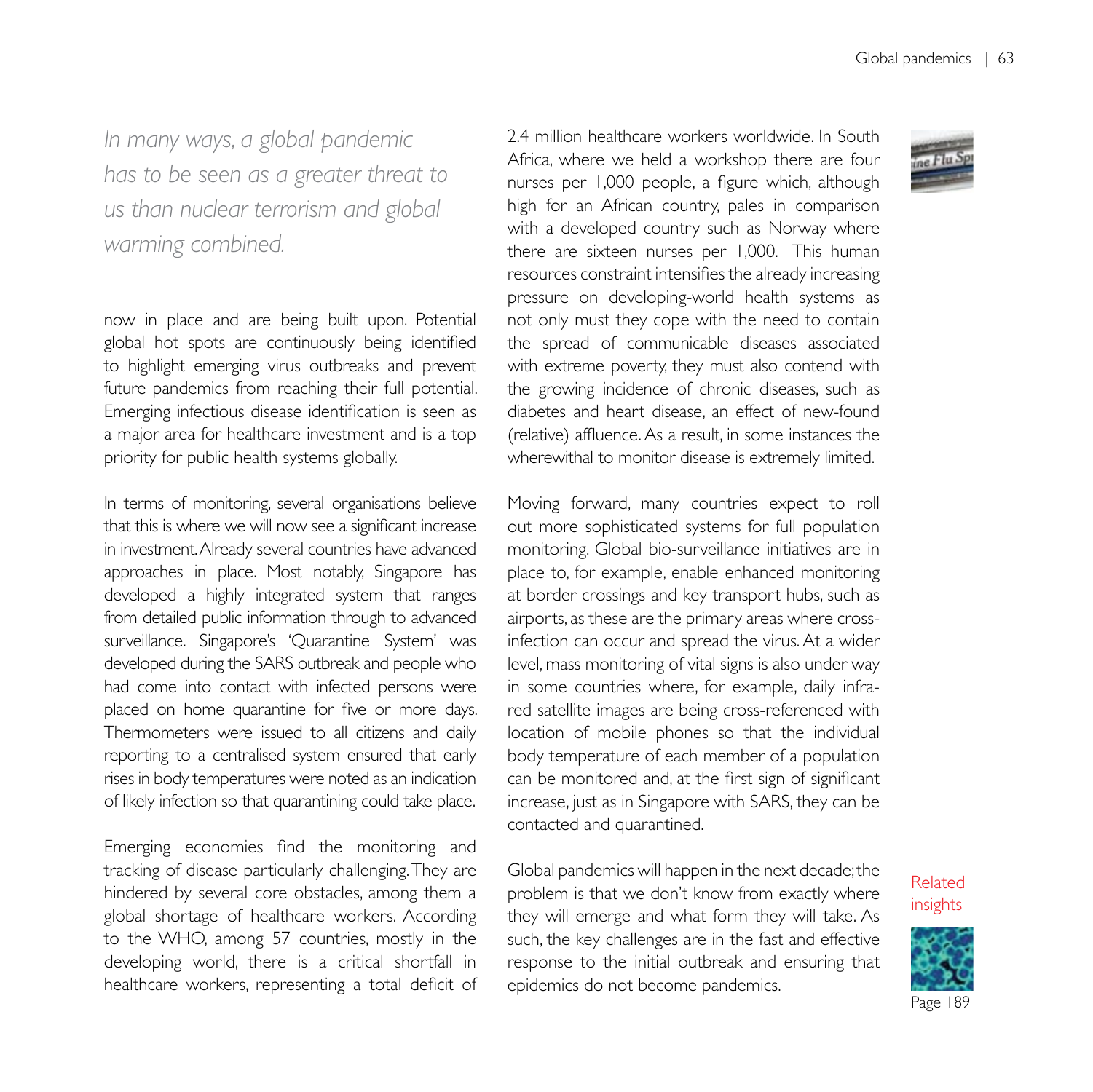*In many ways, a global pandemic has to be seen as a greater threat to us than nuclear terrorism and global warming combined.*

now in place and are being built upon. Potential global hot spots are continuously being identified to highlight emerging virus outbreaks and prevent future pandemics from reaching their full potential. Emerging infectious disease identification is seen as a major area for healthcare investment and is a top priority for public health systems globally.

In terms of monitoring, several organisations believe that this is where we will now see a significant increase in investment. Already several countries have advanced approaches in place. Most notably, Singapore has developed a highly integrated system that ranges from detailed public information through to advanced surveillance. Singapore's 'Quarantine System' was developed during the SARS outbreak and people who had come into contact with infected persons were placed on home quarantine for five or more days. Thermometers were issued to all citizens and daily reporting to a centralised system ensured that early rises in body temperatures were noted as an indication of likely infection so that quarantining could take place.

Emerging economies find the monitoring and tracking of disease particularly challenging. They are hindered by several core obstacles, among them a global shortage of healthcare workers. According to the WHO, among 57 countries, mostly in the developing world, there is a critical shortfall in healthcare workers, representing a total deficit of 2.4 million healthcare workers worldwide. In South Africa, where we held a workshop there are four nurses per 1,000 people, a figure which, although high for an African country, pales in comparison with a developed country such as Norway where there are sixteen nurses per 1,000. This human resources constraint intensifies the already increasing pressure on developing-world health systems as not only must they cope with the need to contain the spread of communicable diseases associated with extreme poverty, they must also contend with the growing incidence of chronic diseases, such as diabetes and heart disease, an effect of new-found (relative) affluence. As a result, in some instances the wherewithal to monitor disease is extremely limited.

Moving forward, many countries expect to roll out more sophisticated systems for full population monitoring. Global bio-surveillance initiatives are in place to, for example, enable enhanced monitoring at border crossings and key transport hubs, such as airports, as these are the primary areas where cross-infection can occur and spread the virus. At a wider level, mass monitoring of vital signs is also under way in some countries where, for example, daily infra-red satellite images are being cross-referenced with location of mobile phones so that the individual body temperature of each member of a population can be monitored and, at the first sign of significant increase, just as in Singapore with SARS, they can be contacted and quarantined.

Global pandemics will happen in the next decade; the problem is that we don't know from exactly where they will emerge and what form they will take. As such, the key challenges are in the fast and effective response to the initial outbreak and ensuring that epidemics do not become pandemics.

Related insights

Page 189